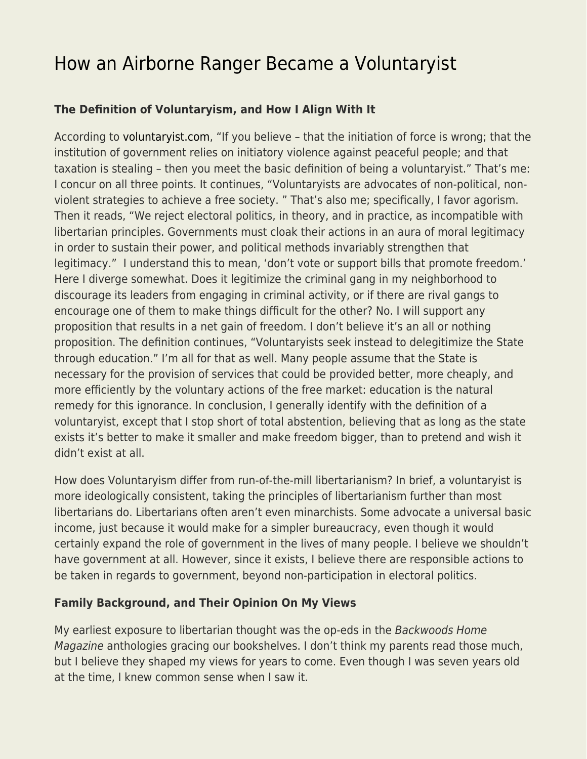# How an Airborne Ranger Became a Voluntaryist

**The Definition of Voluntaryism, and How I Align With It**

According to voluntaryist.com, "If you believe – that the initiation of force is wrong; that the institution of government relies on initiatory violence against peaceful people; and that taxation is stealing – then you meet the basic definition of being a voluntaryist." That's me: I concur on all three points. It continues, "Voluntaryists are advocates of non-political, non-violent strategies to achieve a free society. " That's also me; specifically, I favor agorism. Then it reads, "We reject electoral politics, in theory, and in practice, as incompatible with libertarian principles. Governments must cloak their actions in an aura of moral legitimacy in order to sustain their power, and political methods invariably strengthen that legitimacy." I understand this to mean, 'don't vote or support bills that promote freedom.' Here I diverge somewhat. Does it legitimize the criminal gang in my neighborhood to discourage its leaders from engaging in criminal activity, or if there are rival gangs to encourage one of them to make things difficult for the other? No. I will support any proposition that results in a net gain of freedom. I don't believe it's an all or nothing proposition. The definition continues, "Voluntaryists seek instead to delegitimize the State through education." I'm all for that as well. Many people assume that the State is necessary for the provision of services that could be provided better, more cheaply, and more efficiently by the voluntary actions of the free market: education is the natural remedy for this ignorance. In conclusion, I generally identify with the definition of a voluntaryist, except that I stop short of total abstention, believing that as long as the state exists it's better to make it smaller and make freedom bigger, than to pretend and wish it didn't exist at all.

How does Voluntaryism differ from run-of-the-mill libertarianism? In brief, a voluntaryist is more ideologically consistent, taking the principles of libertarianism further than most libertarians do. Libertarians often aren't even minarchists. Some advocate a universal basic income, just because it would make for a simpler bureaucracy, even though it would certainly expand the role of government in the lives of many people. I believe we shouldn't have government at all. However, since it exists, I believe there are responsible actions to be taken in regards to government, beyond non-participation in electoral politics.

**Family Background, and Their Opinion On My Views**

My earliest exposure to libertarian thought was the op-eds in the *Backwoods Home Magazine* anthologies gracing our bookshelves. I don't think my parents read those much, but I believe they shaped my views for years to come. Even though I was seven years old at the time, I knew common sense when I saw it.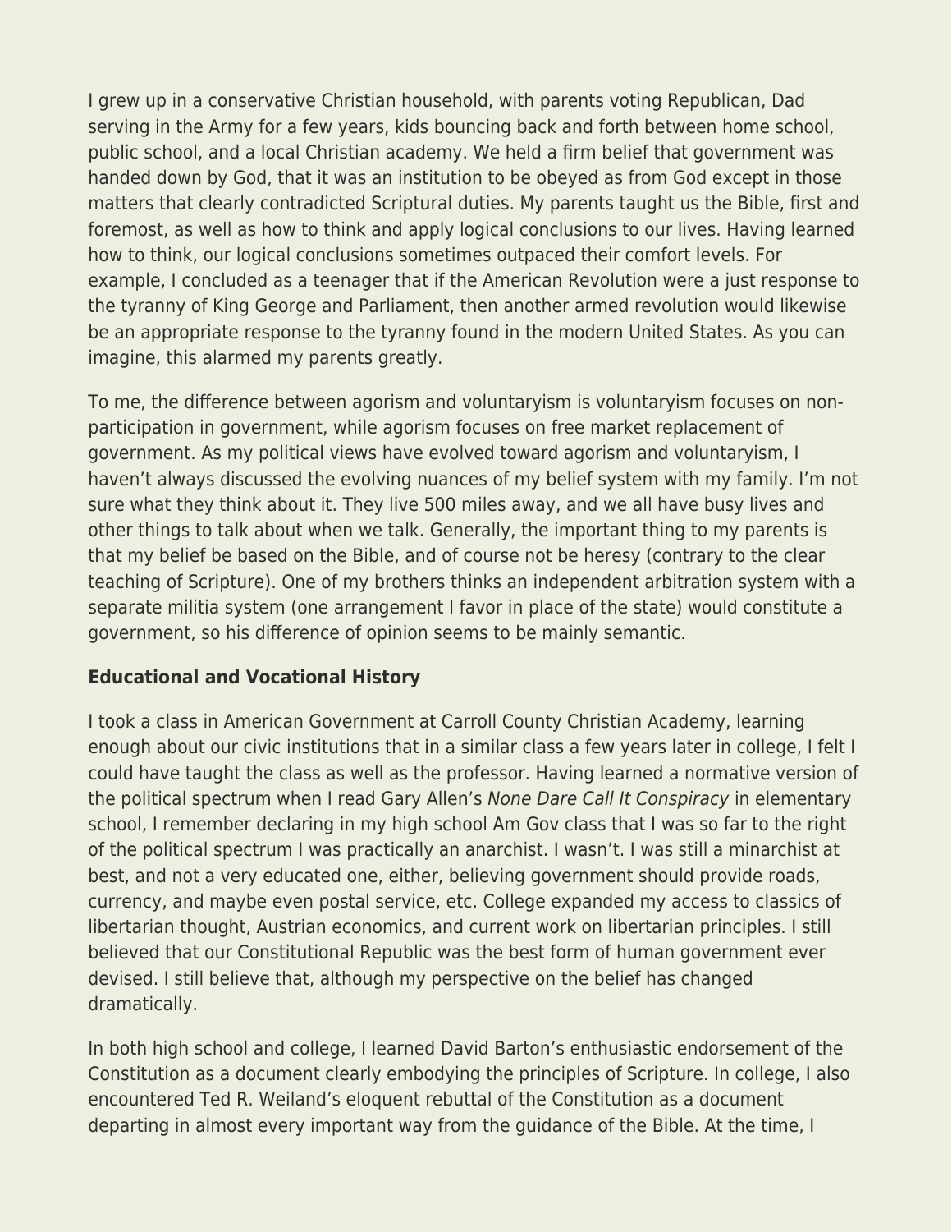I grew up in a conservative Christian household, with parents voting Republican, Dad serving in the Army for a few years, kids bouncing back and forth between home school, public school, and a local Christian academy. We held a firm belief that government was handed down by God, that it was an institution to be obeyed as from God except in those matters that clearly contradicted Scriptural duties. My parents taught us the Bible, first and foremost, as well as how to think and apply logical conclusions to our lives. Having learned how to think, our logical conclusions sometimes outpaced their comfort levels. For example, I concluded as a teenager that if the American Revolution were a just response to the tyranny of King George and Parliament, then another armed revolution would likewise be an appropriate response to the tyranny found in the modern United States. As you can imagine, this alarmed my parents greatly.

To me, the difference between agorism and voluntaryism is voluntaryism focuses on non-participation in government, while agorism focuses on free market replacement of government. As my political views have evolved toward agorism and voluntaryism, I haven't always discussed the evolving nuances of my belief system with my family. I'm not sure what they think about it. They live 500 miles away, and we all have busy lives and other things to talk about when we talk. Generally, the important thing to my parents is that my belief be based on the Bible, and of course not be heresy (contrary to the clear teaching of Scripture). One of my brothers thinks an independent arbitration system with a separate militia system (one arrangement I favor in place of the state) would constitute a government, so his difference of opinion seems to be mainly semantic.

**Educational and Vocational History**

I took a class in American Government at Carroll County Christian Academy, learning enough about our civic institutions that in a similar class a few years later in college, I felt I could have taught the class as well as the professor. Having learned a normative version of the political spectrum when I read Gary Allen's *None Dare Call It Conspiracy* in elementary school, I remember declaring in my high school Am Gov class that I was so far to the right of the political spectrum I was practically an anarchist. I wasn't. I was still a minarchist at best, and not a very educated one, either, believing government should provide roads, currency, and maybe even postal service, etc. College expanded my access to classics of libertarian thought, Austrian economics, and current work on libertarian principles. I still believed that our Constitutional Republic was the best form of human government ever devised. I still believe that, although my perspective on the belief has changed dramatically.

In both high school and college, I learned David Barton's enthusiastic endorsement of the Constitution as a document clearly embodying the principles of Scripture. In college, I also encountered Ted R. Weiland's eloquent rebuttal of the Constitution as a document departing in almost every important way from the guidance of the Bible. At the time, I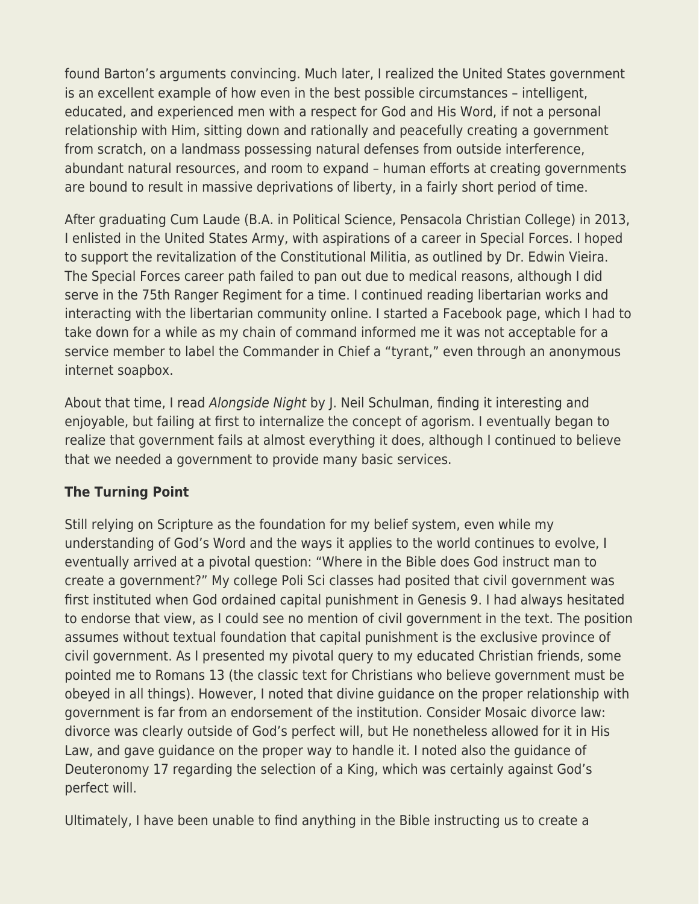found Barton's arguments convincing. Much later, I realized the United States government is an excellent example of how even in the best possible circumstances – intelligent, educated, and experienced men with a respect for God and His Word, if not a personal relationship with Him, sitting down and rationally and peacefully creating a government from scratch, on a landmass possessing natural defenses from outside interference, abundant natural resources, and room to expand – human efforts at creating governments are bound to result in massive deprivations of liberty, in a fairly short period of time.

After graduating Cum Laude (B.A. in Political Science, Pensacola Christian College) in 2013, I enlisted in the United States Army, with aspirations of a career in Special Forces. I hoped to support the revitalization of the Constitutional Militia, as outlined by Dr. Edwin Vieira. The Special Forces career path failed to pan out due to medical reasons, although I did serve in the 75th Ranger Regiment for a time. I continued reading libertarian works and interacting with the libertarian community online. I started a Facebook page, which I had to take down for a while as my chain of command informed me it was not acceptable for a service member to label the Commander in Chief a "tyrant," even through an anonymous internet soapbox.

About that time, I read *Alongside Night* by J. Neil Schulman, finding it interesting and enjoyable, but failing at first to internalize the concept of agorism. I eventually began to realize that government fails at almost everything it does, although I continued to believe that we needed a government to provide many basic services.

**The Turning Point**

Still relying on Scripture as the foundation for my belief system, even while my understanding of God's Word and the ways it applies to the world continues to evolve, I eventually arrived at a pivotal question: "Where in the Bible does God instruct man to create a government?" My college Poli Sci classes had posited that civil government was first instituted when God ordained capital punishment in Genesis 9. I had always hesitated to endorse that view, as I could see no mention of civil government in the text. The position assumes without textual foundation that capital punishment is the exclusive province of civil government. As I presented my pivotal query to my educated Christian friends, some pointed me to Romans 13 (the classic text for Christians who believe government must be obeyed in all things). However, I noted that divine guidance on the proper relationship with government is far from an endorsement of the institution. Consider Mosaic divorce law: divorce was clearly outside of God's perfect will, but He nonetheless allowed for it in His Law, and gave guidance on the proper way to handle it. I noted also the guidance of Deuteronomy 17 regarding the selection of a King, which was certainly against God's perfect will.

Ultimately, I have been unable to find anything in the Bible instructing us to create a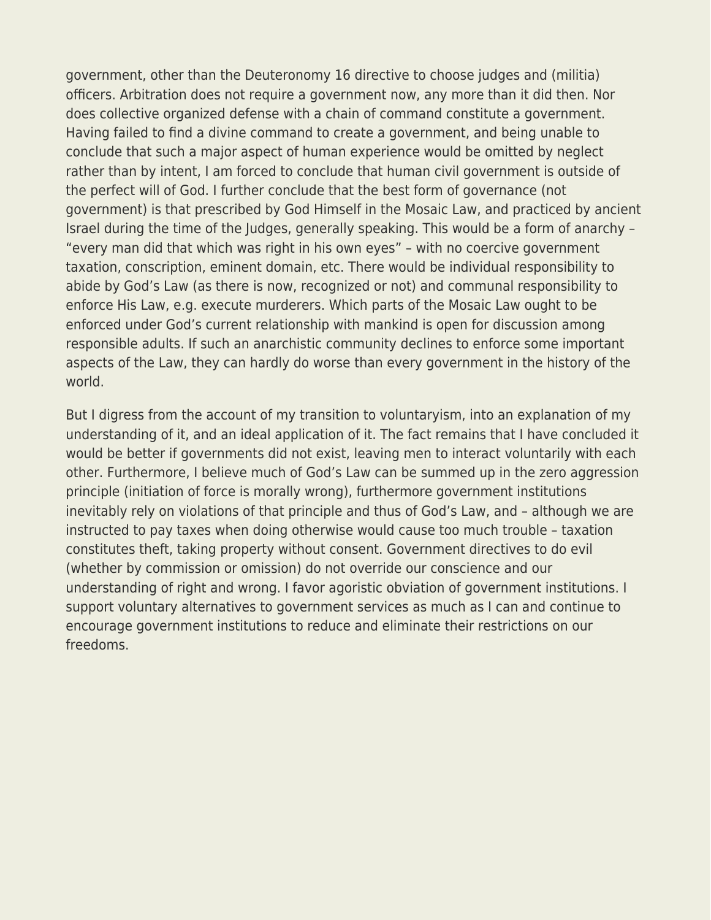government, other than the Deuteronomy 16 directive to choose judges and (militia) officers. Arbitration does not require a government now, any more than it did then. Nor does collective organized defense with a chain of command constitute a government. Having failed to find a divine command to create a government, and being unable to conclude that such a major aspect of human experience would be omitted by neglect rather than by intent, I am forced to conclude that human civil government is outside of the perfect will of God. I further conclude that the best form of governance (not government) is that prescribed by God Himself in the Mosaic Law, and practiced by ancient Israel during the time of the Judges, generally speaking. This would be a form of anarchy – "every man did that which was right in his own eyes" – with no coercive government taxation, conscription, eminent domain, etc. There would be individual responsibility to abide by God's Law (as there is now, recognized or not) and communal responsibility to enforce His Law, e.g. execute murderers. Which parts of the Mosaic Law ought to be enforced under God's current relationship with mankind is open for discussion among responsible adults. If such an anarchistic community declines to enforce some important aspects of the Law, they can hardly do worse than every government in the history of the world.

But I digress from the account of my transition to voluntaryism, into an explanation of my understanding of it, and an ideal application of it. The fact remains that I have concluded it would be better if governments did not exist, leaving men to interact voluntarily with each other. Furthermore, I believe much of God's Law can be summed up in the zero aggression principle (initiation of force is morally wrong), furthermore government institutions inevitably rely on violations of that principle and thus of God's Law, and – although we are instructed to pay taxes when doing otherwise would cause too much trouble – taxation constitutes theft, taking property without consent. Government directives to do evil (whether by commission or omission) do not override our conscience and our understanding of right and wrong. I favor agoristic obviation of government institutions. I support voluntary alternatives to government services as much as I can and continue to encourage government institutions to reduce and eliminate their restrictions on our freedoms.